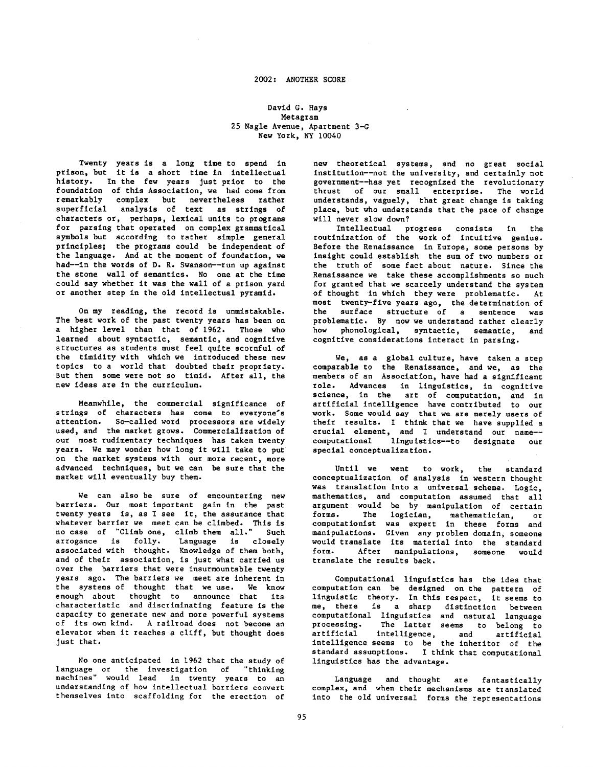# 2002: ANOTHER SCORE

David G. Hays
Metagram
25 Nagle Avenue, Apartment 3-G
New York, NY 10040

Twenty years is a long time to spend in prison, but it is a short time in intellectual history. In the few years just prior to the foundation of this Association, we had come from remarkably complex but nevertheless rather superficial analysis of text as strings of characters or, perhaps, lexical units to programs for parsing that operated on complex grammatical symbols but according to rather simple general principles; the programs could be independent of the language. And at the moment of foundation, we had--in the words of D. R. Swanson--run up against the stone wall of semantics. No one at the time could say whether it was the wall of a prison yard or another step in the old intellectual pyramid.

On my reading, the record is unmistakable. The best work of the past twenty years has been on a higher level than that of 1962. Those who learned about syntactic, semantic, and cognitive structures as students must feel quite scornful of the timidity with which we introduced these new topics to a world that doubted their propriety. But then some were not so timid. After all, the new ideas are in the curriculum.

Meanwhile, the commercial significance of strings of characters has come to everyone's attention. So-called word processors are widely used, and the market grows. Commercialization of our most rudimentary techniques has taken twenty years. We may wonder how long it will take to put on the market systems with our more recent, more advanced techniques, but we can be sure that the market will eventually buy them.

We can also be sure of encountering new barriers. Our most important gain in the past twenty years is, as I see it, the assurance that whatever barrier we meet can be climbed. This is no case of "Climb one, climb them all." Such arrogance is folly. Language is closely associated with thought. Knowledge of them both, and of their association, is just what carried us over the barriers that were insurmountable twenty years ago. The barriers we meet are inherent in the systems of thought that we use. We know enough about thought to announce that its characteristic and discriminating feature is the capacity to generate new and more powerful systems of its own kind. A railroad does not become an elevator when it reaches a cliff, but thought does just that.

No one anticipated in 1962 that the study of language or the investigation of "thinking machines" would lead in twenty years to an understanding of how intellectual barriers convert themselves into scaffolding for the erection of new theoretical systems, and no great social institution--not the university, and certainly not government--has yet recognized the revolutionary thrust of our small enterprise. The world understands, vaguely, that great change is taking place, but who understands that the pace of change will never slow down?

Intellectual progress consists in the routinization of the work of intuitive genius. Before the Renaissance in Europe, some persons by insight could establish the sum of two numbers or the truth of some fact about nature. Since the Renaissance we take these accomplishments so much for granted that we scarcely understand the system of thought in which they were problematic. At most twenty-five years ago, the determination of the surface structure of a sentence was problematic. By now we understand rather clearly how phonological, syntactic, semantic, and cognitive considerations interact in parsing.

We, as a global culture, have taken a step comparable to the Renaissance, and we, as the members of an Association, have had a significant role. Advances in linguistics, in cognitive science, in the art of computation, and in artificial intelligence have contributed to our work. Some would say that we are merely users of their results. I think that we have supplied a crucial element, and I understand our name--computational linguistics--to designate our special conceptualization.

Until we went to work, the standard conceptualization of analysis in western thought was translation into a universal scheme. Logic, mathematics, and computation assumed that all argument would be by manipulation of certain forms. The logician, mathematician, or computationist was expert in these forms and manipulations. Given any problem domain, someone would translate its material into the standard form. After manipulations, someone would translate the results back.

Computational linguistics has the idea that computation can be designed on the pattern of linguistic theory. In this respect, it seems to me, there is a sharp distinction between computational linguistics and natural language processing. The latter seems to belong to artificial intelligence, and artificial intelligence seems to be the inheritor of the standard assumptions. I think that computational linguistics has the advantage.

Language and thought are fantastically complex, and when their mechanisms are translated into the old universal forms the representations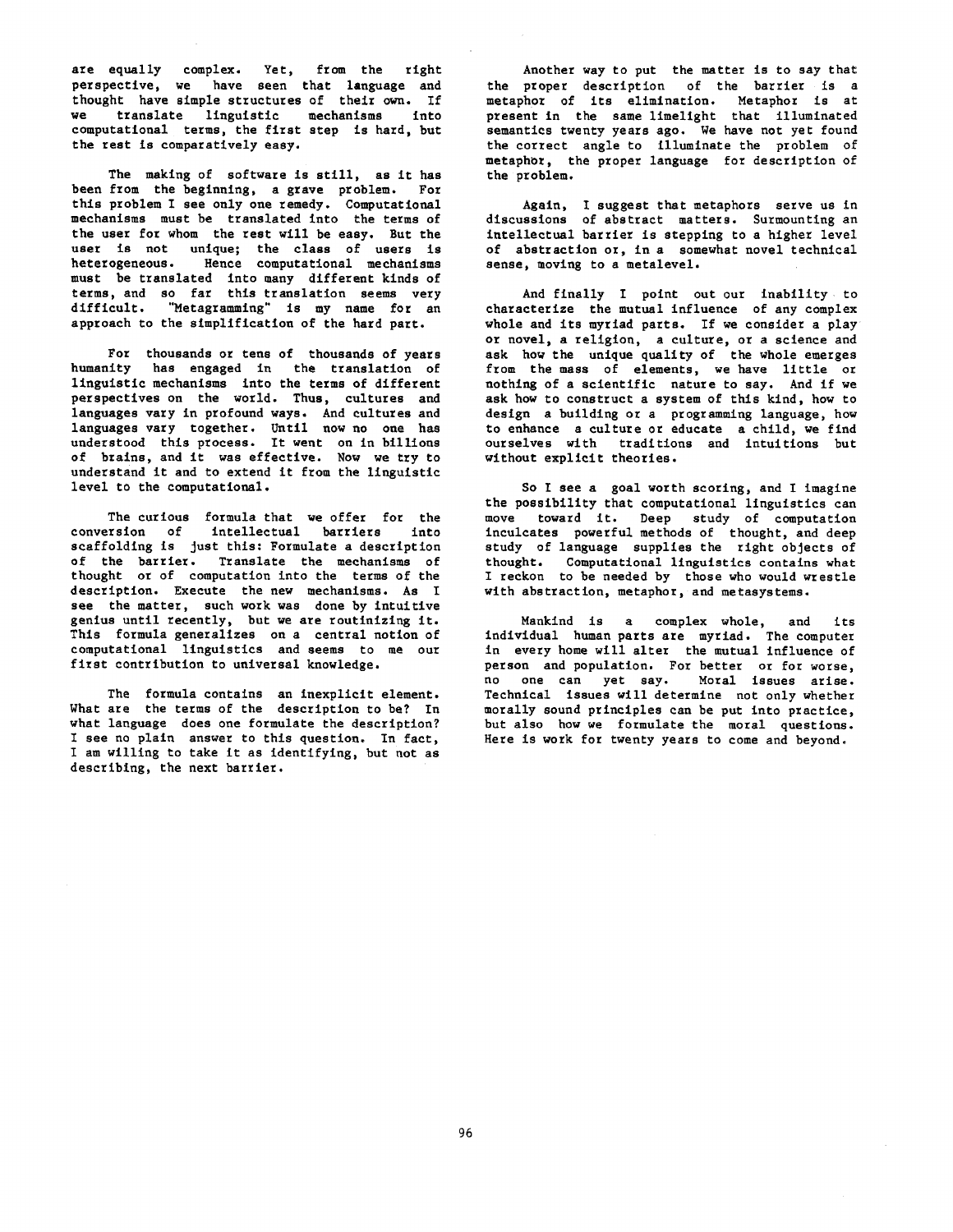are equally complex. Yet, from the right perspective, we have seen that language and thought have simple structures of their own. If we translate linguistic mechanisms into computational terms, the first step is hard, but the rest is comparatively easy.

The making of software is still, as it has been from the beginning, a grave problem. For this problem I see only one remedy. Computational mechanisms must be translated into the terms of the user for whom the rest will be easy. But the user is not unique; the class of users is heterogeneous. Hence computational mechanisms must be translated into many different kinds of terms, and so far this translation seems very difficult. "Metagramming" is my name for an approach to the simplification of the hard part.

For thousands or tens of thousands of years humanity has engaged in the translation of linguistic mechanisms into the terms of different perspectives on the world. Thus, cultures and languages vary in profound ways. And cultures and languages vary together. Until now no one has understood this process. It went on in billions of brains, and it was effective. Now we try to understand it and to extend it from the linguistic level to the computational.

The curious formula that we offer for the conversion of intellectual barriers into scaffolding is just this: Formulate a description of the barrier. Translate the mechanisms of thought or of computation into the terms of the description. Execute the new mechanisms. As I see the matter, such work was done by intuitive genius until recently, but we are routinizing it. This formula generalizes on a central notion of computational linguistics and seems to me our first contribution to universal knowledge.

The formula contains an inexplicit element. What are the terms of the description to be? In what language does one formulate the description? I see no plain answer to this question. In fact, I am willing to take it as identifying, but not as describing, the next barrier.

Another way to put the matter is to say that the proper description of the barrier is a metaphor of its elimination. Metaphor is at present in the same limelight that illuminated semantics twenty years ago. We have not yet found the correct angle to illuminate the problem of metaphor, the proper language for description of the problem.

Again, I suggest that metaphors serve us in discussions of abstract matters. Surmounting an intellectual barrier is stepping to a higher level of abstraction or, in a somewhat novel technical sense, moving to a metalevel.

And finally I point out our inability to characterize the mutual influence of any complex whole and its myriad parts. If we consider a play or novel, a religion, a culture, or a science and ask how the unique quality of the whole emerges from the mass of elements, we have little or nothing of a scientific nature to say. And if we ask how to construct a system of this kind, how to design a building or a programming language, how to enhance a culture or educate a child, we find ourselves with traditions and intuitions but without explicit theories.

So I see a goal worth scoring, and I imagine the possibility that computational linguistics can move toward it. Deep study of computation inculcates powerful methods of thought, and deep study of language supplies the right objects of thought. Computational linguistics contains what I reckon to be needed by those who would wrestle with abstraction, metaphor, and metasystems.

Mankind is a complex whole, and its individual human parts are myriad. The computer in every home will alter the mutual influence of person and population. For better or for worse, no one can yet say. Moral issues arise. Technical issues will determine not only whether morally sound principles can be put into practice, but also how we formulate the moral questions. Here is work for twenty years to come and beyond.